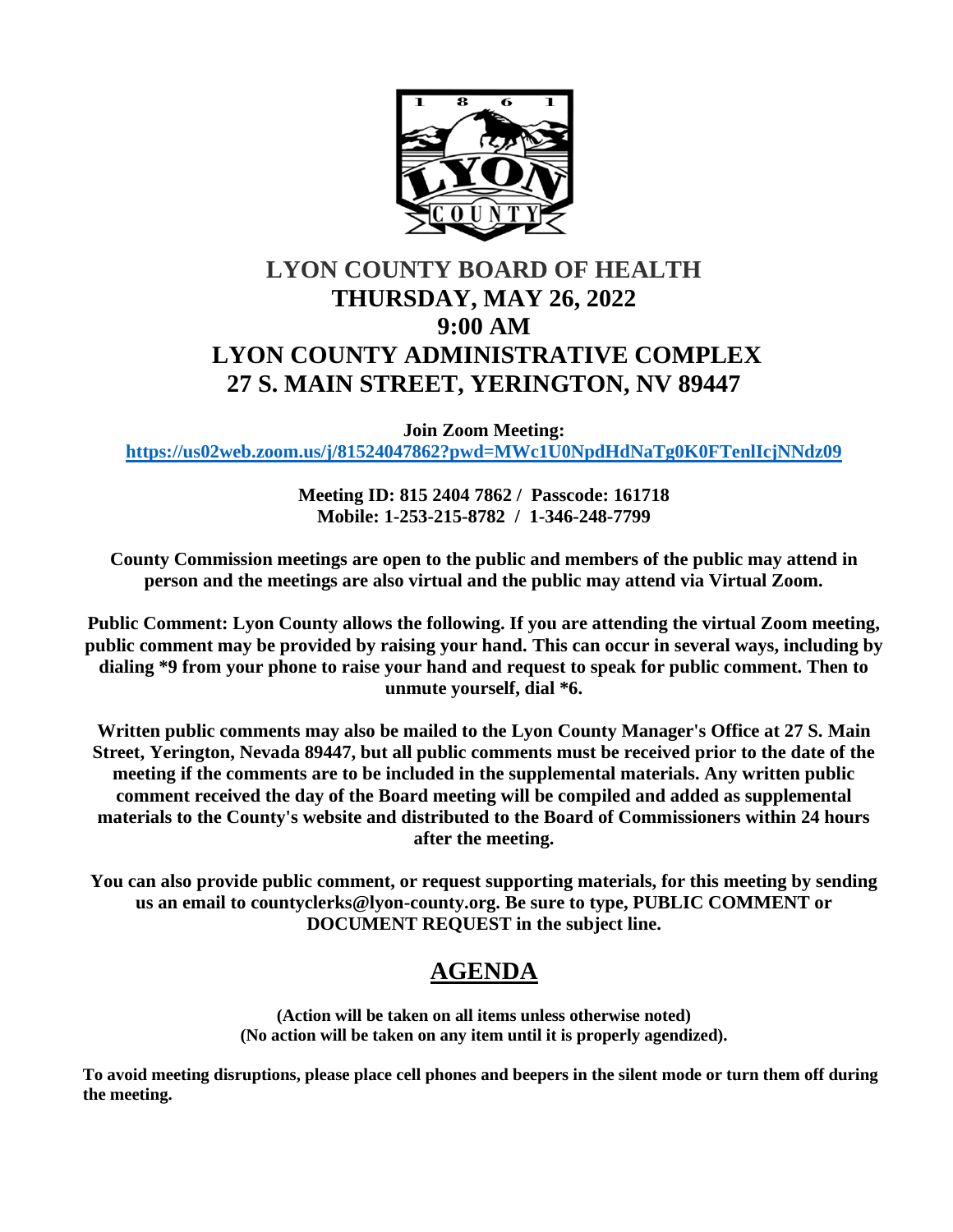# LYON COUNTY BOARD OF HEALTH

## THURSDAY, MAY 26, 2022
## 9:00 AM
## LYON COUNTY ADMINISTRATIVE COMPLEX
## 27 S. MAIN STREET, YERINGTON, NV 89447

**Join Zoom Meeting:**
**https://us02web.zoom.us/j/81524047862?pwd=MWc1U0NpdHdNaTg0K0FTenlIcjNNdz09**

**Meeting ID: 815 2404 7862 / Passcode: 161718**
**Mobile: 1-253-215-8782 / 1-346-248-7799**

**County Commission meetings are open to the public and members of the public may attend in person and the meetings are also virtual and the public may attend via Virtual Zoom.**

**Public Comment: Lyon County allows the following. If you are attending the virtual Zoom meeting, public comment may be provided by raising your hand. This can occur in several ways, including by dialing *9 from your phone to raise your hand and request to speak for public comment. Then to unmute yourself, dial *6.**

**Written public comments may also be mailed to the Lyon County Manager's Office at 27 S. Main Street, Yerington, Nevada 89447, but all public comments must be received prior to the date of the meeting if the comments are to be included in the supplemental materials. Any written public comment received the day of the Board meeting will be compiled and added as supplemental materials to the County's website and distributed to the Board of Commissioners within 24 hours after the meeting.**

**You can also provide public comment, or request supporting materials, for this meeting by sending us an email to countyclerks@lyon-county.org. Be sure to type, PUBLIC COMMENT or DOCUMENT REQUEST in the subject line.**

## AGENDA

**(Action will be taken on all items unless otherwise noted)**
**(No action will be taken on any item until it is properly agendized).**

**To avoid meeting disruptions, please place cell phones and beepers in the silent mode or turn them off during the meeting.**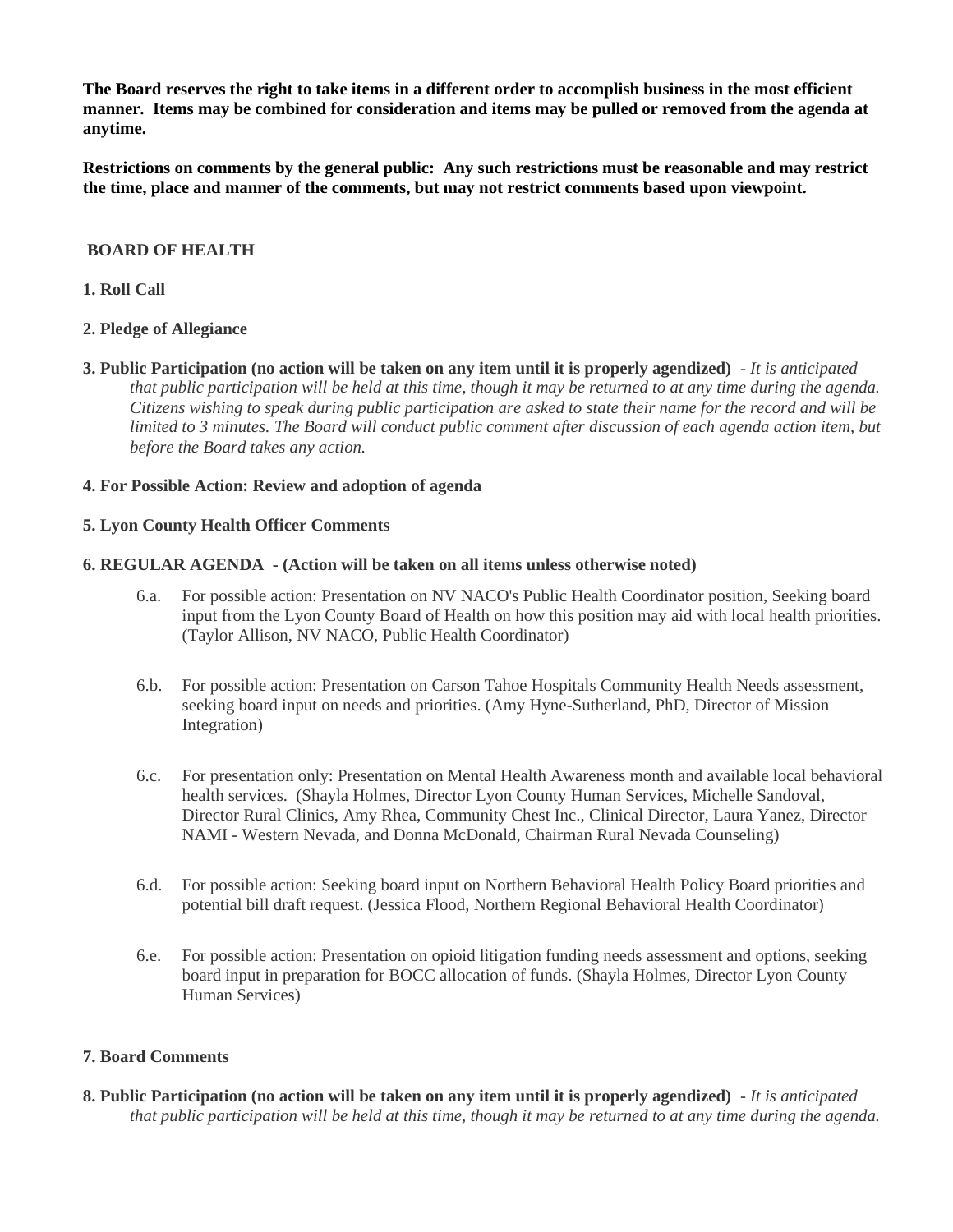**The Board reserves the right to take items in a different order to accomplish business in the most efficient manner. Items may be combined for consideration and items may be pulled or removed from the agenda at anytime.**

**Restrictions on comments by the general public: Any such restrictions must be reasonable and may restrict the time, place and manner of the comments, but may not restrict comments based upon viewpoint.**

## BOARD OF HEALTH

**1. Roll Call**

**2. Pledge of Allegiance**

**3. Public Participation (no action will be taken on any item until it is properly agendized)** - *It is anticipated that public participation will be held at this time, though it may be returned to at any time during the agenda. Citizens wishing to speak during public participation are asked to state their name for the record and will be limited to 3 minutes. The Board will conduct public comment after discussion of each agenda action item, but before the Board takes any action.*

**4. For Possible Action: Review and adoption of agenda**

**5. Lyon County Health Officer Comments**

**6. REGULAR AGENDA - (Action will be taken on all items unless otherwise noted)**

6.a. For possible action: Presentation on NV NACO's Public Health Coordinator position, Seeking board input from the Lyon County Board of Health on how this position may aid with local health priorities. (Taylor Allison, NV NACO, Public Health Coordinator)

6.b. For possible action: Presentation on Carson Tahoe Hospitals Community Health Needs assessment, seeking board input on needs and priorities. (Amy Hyne-Sutherland, PhD, Director of Mission Integration)

6.c. For presentation only: Presentation on Mental Health Awareness month and available local behavioral health services. (Shayla Holmes, Director Lyon County Human Services, Michelle Sandoval, Director Rural Clinics, Amy Rhea, Community Chest Inc., Clinical Director, Laura Yanez, Director NAMI - Western Nevada, and Donna McDonald, Chairman Rural Nevada Counseling)

6.d. For possible action: Seeking board input on Northern Behavioral Health Policy Board priorities and potential bill draft request. (Jessica Flood, Northern Regional Behavioral Health Coordinator)

6.e. For possible action: Presentation on opioid litigation funding needs assessment and options, seeking board input in preparation for BOCC allocation of funds. (Shayla Holmes, Director Lyon County Human Services)

**7. Board Comments**

**8. Public Participation (no action will be taken on any item until it is properly agendized)** - *It is anticipated that public participation will be held at this time, though it may be returned to at any time during the agenda.*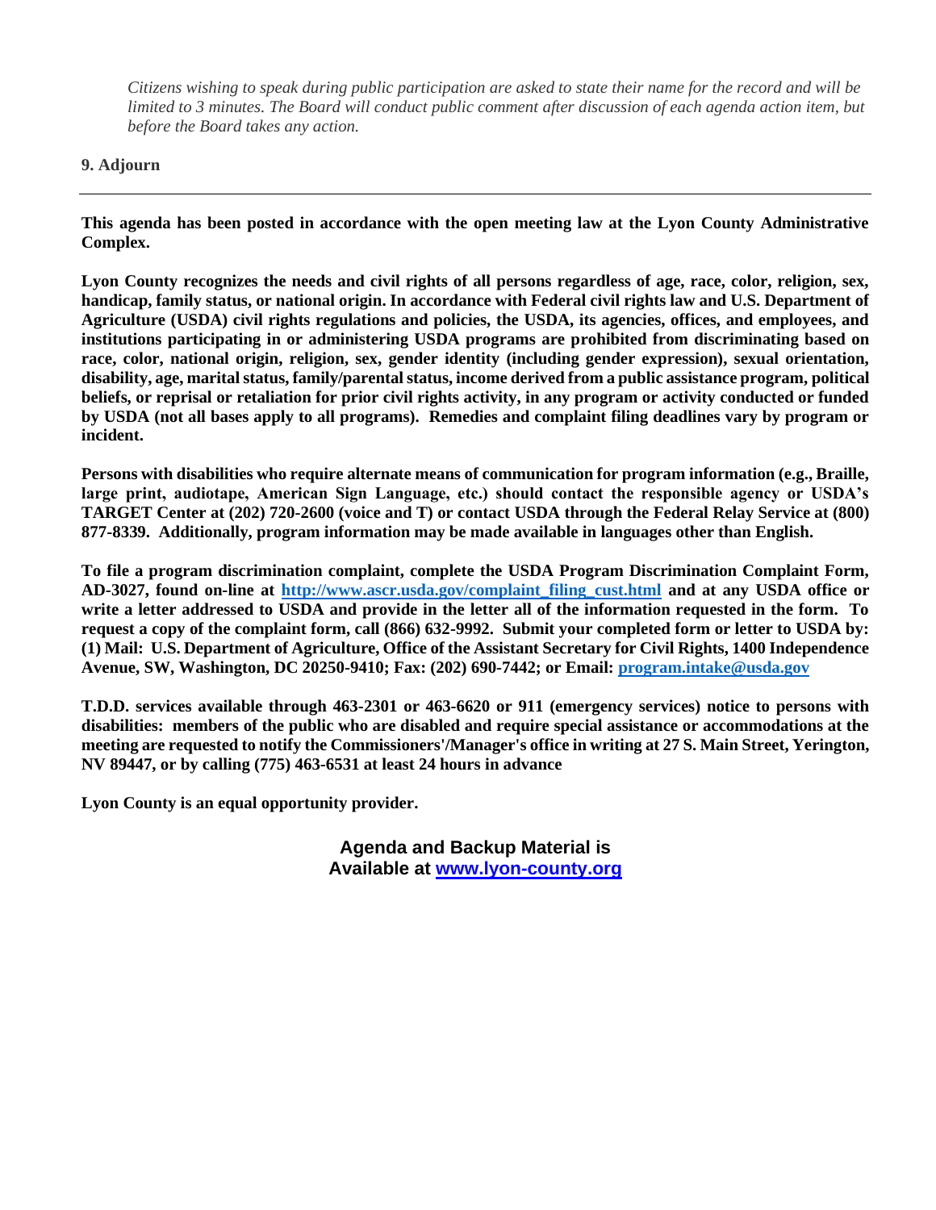*Citizens wishing to speak during public participation are asked to state their name for the record and will be limited to 3 minutes. The Board will conduct public comment after discussion of each agenda action item, but before the Board takes any action.*

**9. Adjourn**

---

**This agenda has been posted in accordance with the open meeting law at the Lyon County Administrative Complex.**

**Lyon County recognizes the needs and civil rights of all persons regardless of age, race, color, religion, sex, handicap, family status, or national origin. In accordance with Federal civil rights law and U.S. Department of Agriculture (USDA) civil rights regulations and policies, the USDA, its agencies, offices, and employees, and institutions participating in or administering USDA programs are prohibited from discriminating based on race, color, national origin, religion, sex, gender identity (including gender expression), sexual orientation, disability, age, marital status, family/parental status, income derived from a public assistance program, political beliefs, or reprisal or retaliation for prior civil rights activity, in any program or activity conducted or funded by USDA (not all bases apply to all programs). Remedies and complaint filing deadlines vary by program or incident.**

**Persons with disabilities who require alternate means of communication for program information (e.g., Braille, large print, audiotape, American Sign Language, etc.) should contact the responsible agency or USDA's TARGET Center at (202) 720-2600 (voice and T) or contact USDA through the Federal Relay Service at (800) 877-8339. Additionally, program information may be made available in languages other than English.**

**To file a program discrimination complaint, complete the USDA Program Discrimination Complaint Form, AD-3027, found on-line at [http://www.ascr.usda.gov/complaint_filing_cust.html](http://www.ascr.usda.gov/complaint_filing_cust.html) and at any USDA office or write a letter addressed to USDA and provide in the letter all of the information requested in the form. To request a copy of the complaint form, call (866) 632-9992. Submit your completed form or letter to USDA by: (1) Mail: U.S. Department of Agriculture, Office of the Assistant Secretary for Civil Rights, 1400 Independence Avenue, SW, Washington, DC 20250-9410; Fax: (202) 690-7442; or Email: [program.intake@usda.gov](mailto:program.intake@usda.gov)**

**T.D.D. services available through 463-2301 or 463-6620 or 911 (emergency services) notice to persons with disabilities: members of the public who are disabled and require special assistance or accommodations at the meeting are requested to notify the Commissioners'/Manager's office in writing at 27 S. Main Street, Yerington, NV 89447, or by calling (775) 463-6531 at least 24 hours in advance**

**Lyon County is an equal opportunity provider.**

**Agenda and Backup Material is Available at [www.lyon-county.org](http://www.lyon-county.org)**